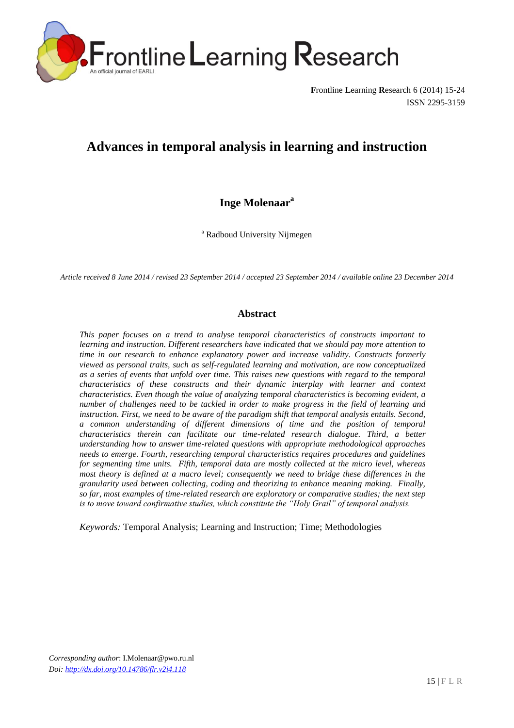# Advances in temporal analysis in learning and instruction

**Inge Molenaar**[a]

[a] Radboud University Nijmegen

*Article received 8 June 2014 / revised 23 September 2014 / accepted 23 September 2014 / available online 23 December 2014*

## Abstract

*This paper focuses on a trend to analyse temporal characteristics of constructs important to learning and instruction. Different researchers have indicated that we should pay more attention to time in our research to enhance explanatory power and increase validity. Constructs formerly viewed as personal traits, such as self-regulated learning and motivation, are now conceptualized as a series of events that unfold over time. This raises new questions with regard to the temporal characteristics of these constructs and their dynamic interplay with learner and context characteristics. Even though the value of analyzing temporal characteristics is becoming evident, a number of challenges need to be tackled in order to make progress in the field of learning and instruction. First, we need to be aware of the paradigm shift that temporal analysis entails. Second, a common understanding of different dimensions of time and the position of temporal characteristics therein can facilitate our time-related research dialogue. Third, a better understanding how to answer time-related questions with appropriate methodological approaches needs to emerge. Fourth, researching temporal characteristics requires procedures and guidelines for segmenting time units. Fifth, temporal data are mostly collected at the micro level, whereas most theory is defined at a macro level; consequently we need to bridge these differences in the granularity used between collecting, coding and theorizing to enhance meaning making. Finally, so far, most examples of time-related research are exploratory or comparative studies; the next step is to move toward confirmative studies, which constitute the "Holy Grail" of temporal analysis.*

*Keywords:* Temporal Analysis; Learning and Instruction; Time; Methodologies

*Corresponding author*: I.Molenaar@pwo.ru.nl
*Doi:* http://dx.doi.org/10.14786/flr.v2i4.118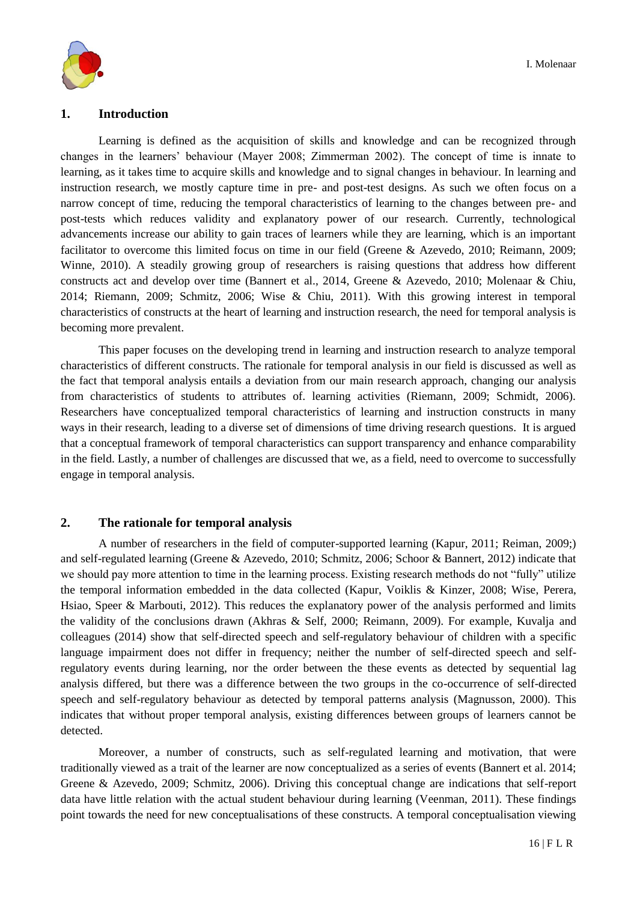## 1. Introduction

Learning is defined as the acquisition of skills and knowledge and can be recognized through changes in the learners' behaviour (Mayer 2008; Zimmerman 2002). The concept of time is innate to learning, as it takes time to acquire skills and knowledge and to signal changes in behaviour. In learning and instruction research, we mostly capture time in pre- and post-test designs. As such we often focus on a narrow concept of time, reducing the temporal characteristics of learning to the changes between pre- and post-tests which reduces validity and explanatory power of our research. Currently, technological advancements increase our ability to gain traces of learners while they are learning, which is an important facilitator to overcome this limited focus on time in our field (Greene & Azevedo, 2010; Reimann, 2009; Winne, 2010). A steadily growing group of researchers is raising questions that address how different constructs act and develop over time (Bannert et al., 2014, Greene & Azevedo, 2010; Molenaar & Chiu, 2014; Riemann, 2009; Schmitz, 2006; Wise & Chiu, 2011). With this growing interest in temporal characteristics of constructs at the heart of learning and instruction research, the need for temporal analysis is becoming more prevalent.

This paper focuses on the developing trend in learning and instruction research to analyze temporal characteristics of different constructs. The rationale for temporal analysis in our field is discussed as well as the fact that temporal analysis entails a deviation from our main research approach, changing our analysis from characteristics of students to attributes of. learning activities (Riemann, 2009; Schmidt, 2006). Researchers have conceptualized temporal characteristics of learning and instruction constructs in many ways in their research, leading to a diverse set of dimensions of time driving research questions. It is argued that a conceptual framework of temporal characteristics can support transparency and enhance comparability in the field. Lastly, a number of challenges are discussed that we, as a field, need to overcome to successfully engage in temporal analysis.

## 2. The rationale for temporal analysis

A number of researchers in the field of computer-supported learning (Kapur, 2011; Reiman, 2009;) and self-regulated learning (Greene & Azevedo, 2010; Schmitz, 2006; Schoor & Bannert, 2012) indicate that we should pay more attention to time in the learning process. Existing research methods do not "fully" utilize the temporal information embedded in the data collected (Kapur, Voiklis & Kinzer, 2008; Wise, Perera, Hsiao, Speer & Marbouti, 2012). This reduces the explanatory power of the analysis performed and limits the validity of the conclusions drawn (Akhras & Self, 2000; Reimann, 2009). For example, Kuvalja and colleagues (2014) show that self-directed speech and self-regulatory behaviour of children with a specific language impairment does not differ in frequency; neither the number of self-directed speech and self-regulatory events during learning, nor the order between the these events as detected by sequential lag analysis differed, but there was a difference between the two groups in the co-occurrence of self-directed speech and self-regulatory behaviour as detected by temporal patterns analysis (Magnusson, 2000). This indicates that without proper temporal analysis, existing differences between groups of learners cannot be detected.

Moreover, a number of constructs, such as self-regulated learning and motivation, that were traditionally viewed as a trait of the learner are now conceptualized as a series of events (Bannert et al. 2014; Greene & Azevedo, 2009; Schmitz, 2006). Driving this conceptual change are indications that self-report data have little relation with the actual student behaviour during learning (Veenman, 2011). These findings point towards the need for new conceptualisations of these constructs. A temporal conceptualisation viewing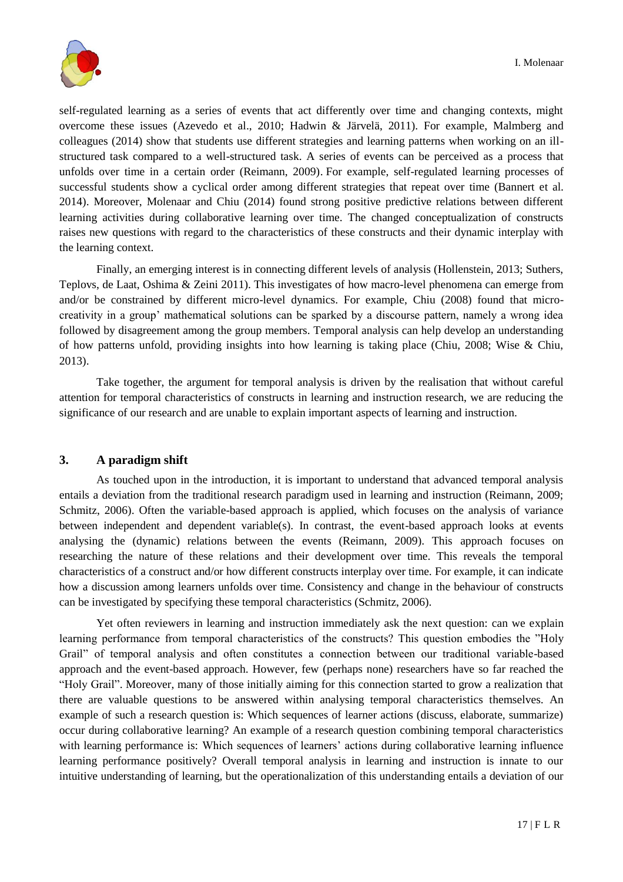self-regulated learning as a series of events that act differently over time and changing contexts, might overcome these issues (Azevedo et al., 2010; Hadwin & Järvelä, 2011). For example, Malmberg and colleagues (2014) show that students use different strategies and learning patterns when working on an ill-structured task compared to a well-structured task. A series of events can be perceived as a process that unfolds over time in a certain order (Reimann, 2009). For example, self-regulated learning processes of successful students show a cyclical order among different strategies that repeat over time (Bannert et al. 2014). Moreover, Molenaar and Chiu (2014) found strong positive predictive relations between different learning activities during collaborative learning over time. The changed conceptualization of constructs raises new questions with regard to the characteristics of these constructs and their dynamic interplay with the learning context.

Finally, an emerging interest is in connecting different levels of analysis (Hollenstein, 2013; Suthers, Teplovs, de Laat, Oshima & Zeini 2011). This investigates of how macro-level phenomena can emerge from and/or be constrained by different micro-level dynamics. For example, Chiu (2008) found that micro-creativity in a group' mathematical solutions can be sparked by a discourse pattern, namely a wrong idea followed by disagreement among the group members. Temporal analysis can help develop an understanding of how patterns unfold, providing insights into how learning is taking place (Chiu, 2008; Wise & Chiu, 2013).

Take together, the argument for temporal analysis is driven by the realisation that without careful attention for temporal characteristics of constructs in learning and instruction research, we are reducing the significance of our research and are unable to explain important aspects of learning and instruction.

## 3. A paradigm shift

As touched upon in the introduction, it is important to understand that advanced temporal analysis entails a deviation from the traditional research paradigm used in learning and instruction (Reimann, 2009; Schmitz, 2006). Often the variable-based approach is applied, which focuses on the analysis of variance between independent and dependent variable(s). In contrast, the event-based approach looks at events analysing the (dynamic) relations between the events (Reimann, 2009). This approach focuses on researching the nature of these relations and their development over time. This reveals the temporal characteristics of a construct and/or how different constructs interplay over time. For example, it can indicate how a discussion among learners unfolds over time. Consistency and change in the behaviour of constructs can be investigated by specifying these temporal characteristics (Schmitz, 2006).

Yet often reviewers in learning and instruction immediately ask the next question: can we explain learning performance from temporal characteristics of the constructs? This question embodies the "Holy Grail" of temporal analysis and often constitutes a connection between our traditional variable-based approach and the event-based approach. However, few (perhaps none) researchers have so far reached the "Holy Grail". Moreover, many of those initially aiming for this connection started to grow a realization that there are valuable questions to be answered within analysing temporal characteristics themselves. An example of such a research question is: Which sequences of learner actions (discuss, elaborate, summarize) occur during collaborative learning? An example of a research question combining temporal characteristics with learning performance is: Which sequences of learners' actions during collaborative learning influence learning performance positively? Overall temporal analysis in learning and instruction is innate to our intuitive understanding of learning, but the operationalization of this understanding entails a deviation of our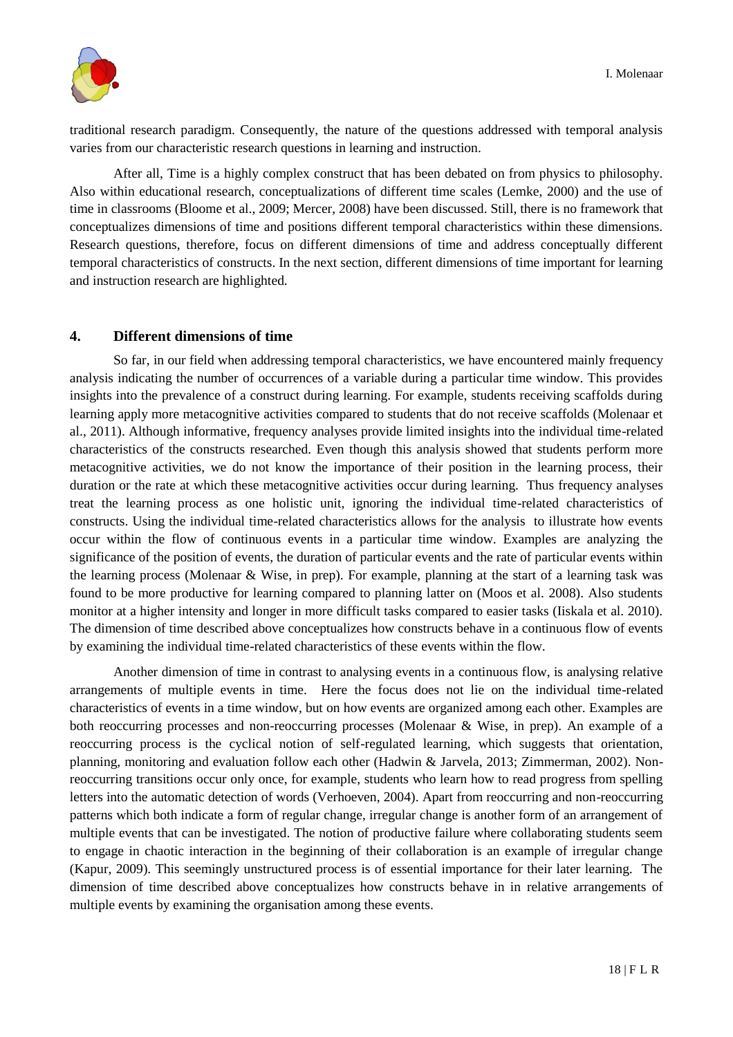traditional research paradigm. Consequently, the nature of the questions addressed with temporal analysis varies from our characteristic research questions in learning and instruction.

After all, Time is a highly complex construct that has been debated on from physics to philosophy. Also within educational research, conceptualizations of different time scales (Lemke, 2000) and the use of time in classrooms (Bloome et al., 2009; Mercer, 2008) have been discussed. Still, there is no framework that conceptualizes dimensions of time and positions different temporal characteristics within these dimensions. Research questions, therefore, focus on different dimensions of time and address conceptually different temporal characteristics of constructs. In the next section, different dimensions of time important for learning and instruction research are highlighted.

## 4. Different dimensions of time

So far, in our field when addressing temporal characteristics, we have encountered mainly frequency analysis indicating the number of occurrences of a variable during a particular time window. This provides insights into the prevalence of a construct during learning. For example, students receiving scaffolds during learning apply more metacognitive activities compared to students that do not receive scaffolds (Molenaar et al., 2011). Although informative, frequency analyses provide limited insights into the individual time-related characteristics of the constructs researched. Even though this analysis showed that students perform more metacognitive activities, we do not know the importance of their position in the learning process, their duration or the rate at which these metacognitive activities occur during learning. Thus frequency analyses treat the learning process as one holistic unit, ignoring the individual time-related characteristics of constructs. Using the individual time-related characteristics allows for the analysis to illustrate how events occur within the flow of continuous events in a particular time window. Examples are analyzing the significance of the position of events, the duration of particular events and the rate of particular events within the learning process (Molenaar & Wise, in prep). For example, planning at the start of a learning task was found to be more productive for learning compared to planning latter on (Moos et al. 2008). Also students monitor at a higher intensity and longer in more difficult tasks compared to easier tasks (Iiskala et al. 2010). The dimension of time described above conceptualizes how constructs behave in a continuous flow of events by examining the individual time-related characteristics of these events within the flow.

Another dimension of time in contrast to analysing events in a continuous flow, is analysing relative arrangements of multiple events in time. Here the focus does not lie on the individual time-related characteristics of events in a time window, but on how events are organized among each other. Examples are both reoccurring processes and non-reoccurring processes (Molenaar & Wise, in prep). An example of a reoccurring process is the cyclical notion of self-regulated learning, which suggests that orientation, planning, monitoring and evaluation follow each other (Hadwin & Jarvela, 2013; Zimmerman, 2002). Non-reoccurring transitions occur only once, for example, students who learn how to read progress from spelling letters into the automatic detection of words (Verhoeven, 2004). Apart from reoccurring and non-reoccurring patterns which both indicate a form of regular change, irregular change is another form of an arrangement of multiple events that can be investigated. The notion of productive failure where collaborating students seem to engage in chaotic interaction in the beginning of their collaboration is an example of irregular change (Kapur, 2009). This seemingly unstructured process is of essential importance for their later learning. The dimension of time described above conceptualizes how constructs behave in in relative arrangements of multiple events by examining the organisation among these events.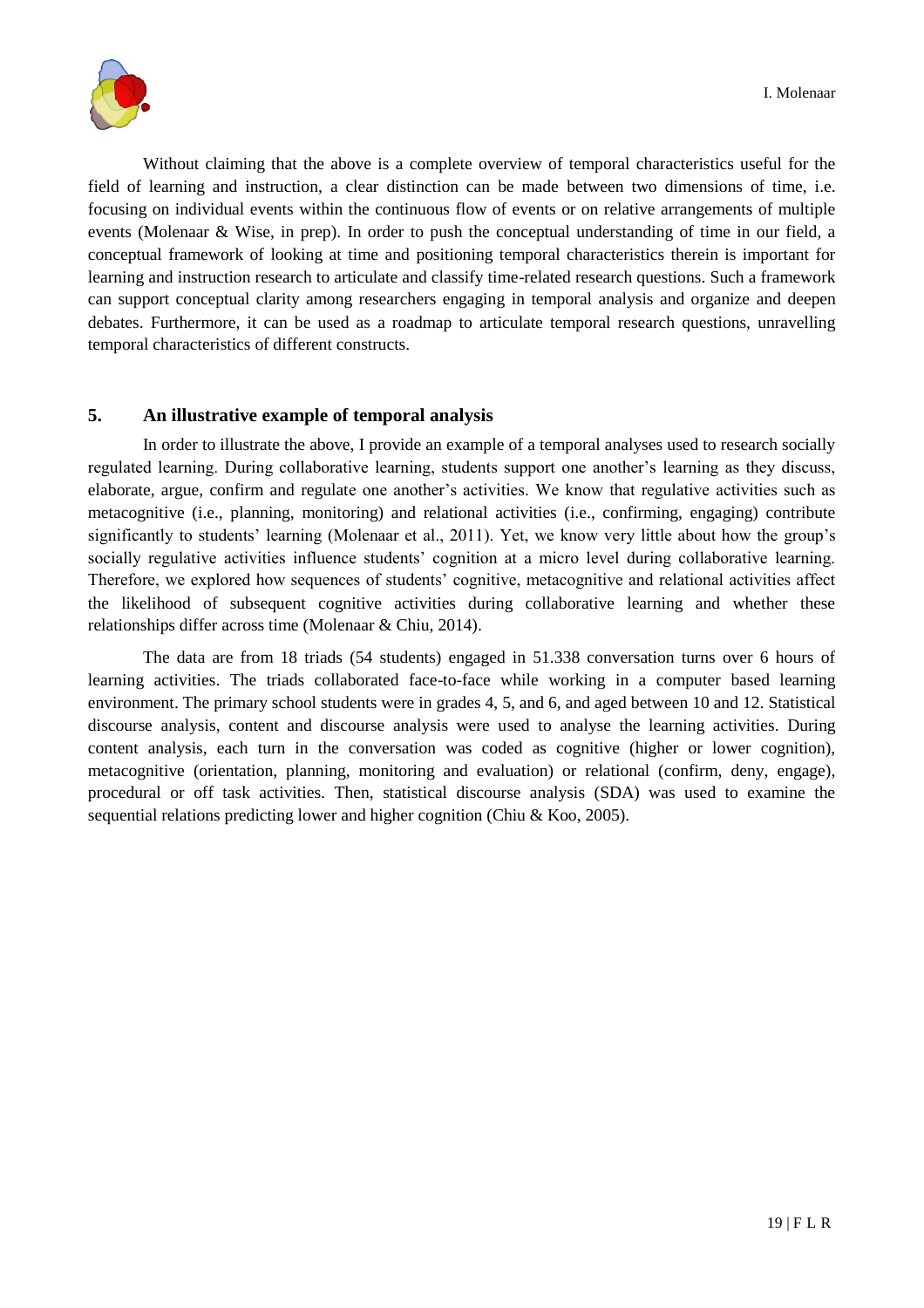Without claiming that the above is a complete overview of temporal characteristics useful for the field of learning and instruction, a clear distinction can be made between two dimensions of time, i.e. focusing on individual events within the continuous flow of events or on relative arrangements of multiple events (Molenaar & Wise, in prep). In order to push the conceptual understanding of time in our field, a conceptual framework of looking at time and positioning temporal characteristics therein is important for learning and instruction research to articulate and classify time-related research questions. Such a framework can support conceptual clarity among researchers engaging in temporal analysis and organize and deepen debates. Furthermore, it can be used as a roadmap to articulate temporal research questions, unravelling temporal characteristics of different constructs.

## 5. An illustrative example of temporal analysis

In order to illustrate the above, I provide an example of a temporal analyses used to research socially regulated learning. During collaborative learning, students support one another's learning as they discuss, elaborate, argue, confirm and regulate one another's activities. We know that regulative activities such as metacognitive (i.e., planning, monitoring) and relational activities (i.e., confirming, engaging) contribute significantly to students' learning (Molenaar et al., 2011). Yet, we know very little about how the group's socially regulative activities influence students' cognition at a micro level during collaborative learning. Therefore, we explored how sequences of students' cognitive, metacognitive and relational activities affect the likelihood of subsequent cognitive activities during collaborative learning and whether these relationships differ across time (Molenaar & Chiu, 2014).

The data are from 18 triads (54 students) engaged in 51.338 conversation turns over 6 hours of learning activities. The triads collaborated face-to-face while working in a computer based learning environment. The primary school students were in grades 4, 5, and 6, and aged between 10 and 12. Statistical discourse analysis, content and discourse analysis were used to analyse the learning activities. During content analysis, each turn in the conversation was coded as cognitive (higher or lower cognition), metacognitive (orientation, planning, monitoring and evaluation) or relational (confirm, deny, engage), procedural or off task activities. Then, statistical discourse analysis (SDA) was used to examine the sequential relations predicting lower and higher cognition (Chiu & Koo, 2005).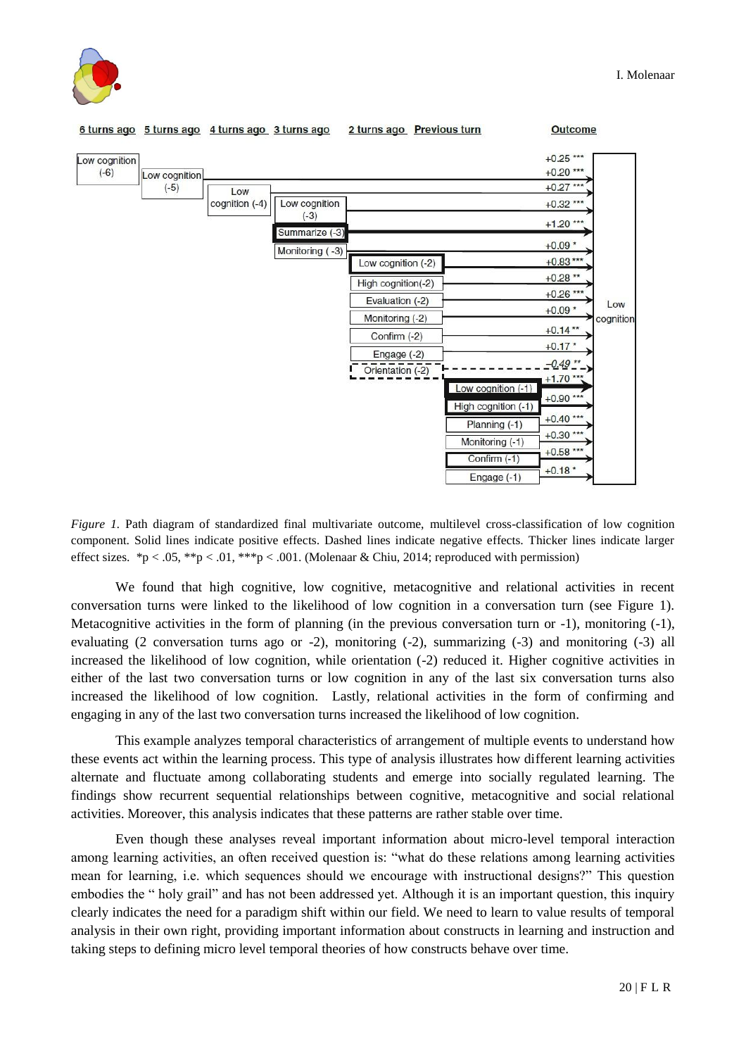*Figure 1.* Path diagram of standardized final multivariate outcome, multilevel cross-classification of low cognition component. Solid lines indicate positive effects. Dashed lines indicate negative effects. Thicker lines indicate larger effect sizes. *p < .05, **p < .01, ***p < .001. (Molenaar & Chiu, 2014; reproduced with permission)

We found that high cognitive, low cognitive, metacognitive and relational activities in recent conversation turns were linked to the likelihood of low cognition in a conversation turn (see Figure 1). Metacognitive activities in the form of planning (in the previous conversation turn or -1), monitoring (-1), evaluating (2 conversation turns ago or -2), monitoring (-2), summarizing (-3) and monitoring (-3) all increased the likelihood of low cognition, while orientation (-2) reduced it. Higher cognitive activities in either of the last two conversation turns or low cognition in any of the last six conversation turns also increased the likelihood of low cognition. Lastly, relational activities in the form of confirming and engaging in any of the last two conversation turns increased the likelihood of low cognition.

This example analyzes temporal characteristics of arrangement of multiple events to understand how these events act within the learning process. This type of analysis illustrates how different learning activities alternate and fluctuate among collaborating students and emerge into socially regulated learning. The findings show recurrent sequential relationships between cognitive, metacognitive and social relational activities. Moreover, this analysis indicates that these patterns are rather stable over time.

Even though these analyses reveal important information about micro-level temporal interaction among learning activities, an often received question is: "what do these relations among learning activities mean for learning, i.e. which sequences should we encourage with instructional designs?" This question embodies the " holy grail" and has not been addressed yet. Although it is an important question, this inquiry clearly indicates the need for a paradigm shift within our field. We need to learn to value results of temporal analysis in their own right, providing important information about constructs in learning and instruction and taking steps to defining micro level temporal theories of how constructs behave over time.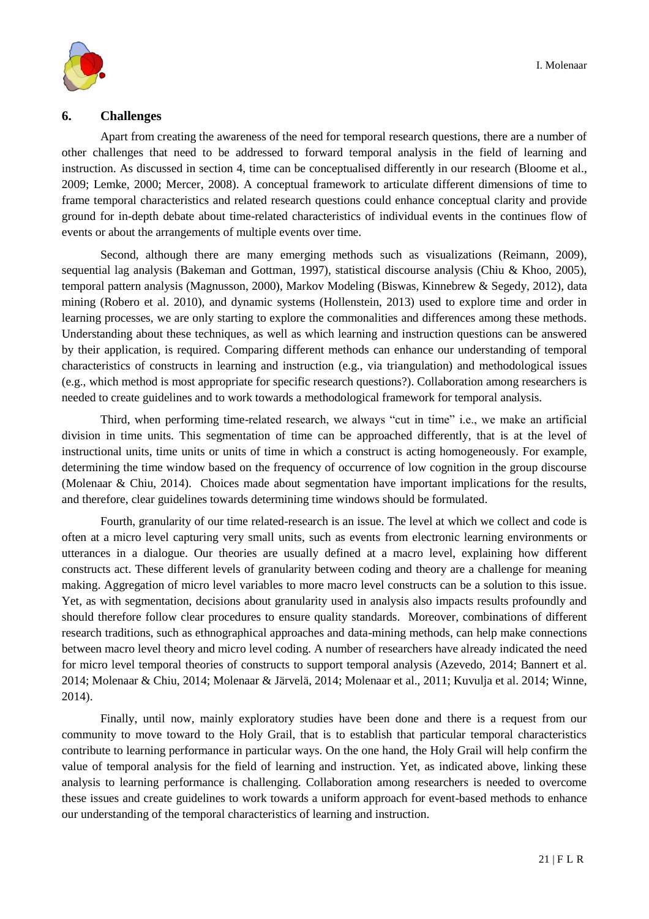## 6. Challenges

Apart from creating the awareness of the need for temporal research questions, there are a number of other challenges that need to be addressed to forward temporal analysis in the field of learning and instruction. As discussed in section 4, time can be conceptualised differently in our research (Bloome et al., 2009; Lemke, 2000; Mercer, 2008). A conceptual framework to articulate different dimensions of time to frame temporal characteristics and related research questions could enhance conceptual clarity and provide ground for in-depth debate about time-related characteristics of individual events in the continues flow of events or about the arrangements of multiple events over time.

Second, although there are many emerging methods such as visualizations (Reimann, 2009), sequential lag analysis (Bakeman and Gottman, 1997), statistical discourse analysis (Chiu & Khoo, 2005), temporal pattern analysis (Magnusson, 2000), Markov Modeling (Biswas, Kinnebrew & Segedy, 2012), data mining (Robero et al. 2010), and dynamic systems (Hollenstein, 2013) used to explore time and order in learning processes, we are only starting to explore the commonalities and differences among these methods. Understanding about these techniques, as well as which learning and instruction questions can be answered by their application, is required. Comparing different methods can enhance our understanding of temporal characteristics of constructs in learning and instruction (e.g., via triangulation) and methodological issues (e.g., which method is most appropriate for specific research questions?). Collaboration among researchers is needed to create guidelines and to work towards a methodological framework for temporal analysis.

Third, when performing time-related research, we always "cut in time" i.e., we make an artificial division in time units. This segmentation of time can be approached differently, that is at the level of instructional units, time units or units of time in which a construct is acting homogeneously. For example, determining the time window based on the frequency of occurrence of low cognition in the group discourse (Molenaar & Chiu, 2014). Choices made about segmentation have important implications for the results, and therefore, clear guidelines towards determining time windows should be formulated.

Fourth, granularity of our time related-research is an issue. The level at which we collect and code is often at a micro level capturing very small units, such as events from electronic learning environments or utterances in a dialogue. Our theories are usually defined at a macro level, explaining how different constructs act. These different levels of granularity between coding and theory are a challenge for meaning making. Aggregation of micro level variables to more macro level constructs can be a solution to this issue. Yet, as with segmentation, decisions about granularity used in analysis also impacts results profoundly and should therefore follow clear procedures to ensure quality standards. Moreover, combinations of different research traditions, such as ethnographical approaches and data-mining methods, can help make connections between macro level theory and micro level coding. A number of researchers have already indicated the need for micro level temporal theories of constructs to support temporal analysis (Azevedo, 2014; Bannert et al. 2014; Molenaar & Chiu, 2014; Molenaar & Järvelä, 2014; Molenaar et al., 2011; Kuvulja et al. 2014; Winne, 2014).

Finally, until now, mainly exploratory studies have been done and there is a request from our community to move toward to the Holy Grail, that is to establish that particular temporal characteristics contribute to learning performance in particular ways. On the one hand, the Holy Grail will help confirm the value of temporal analysis for the field of learning and instruction. Yet, as indicated above, linking these analysis to learning performance is challenging. Collaboration among researchers is needed to overcome these issues and create guidelines to work towards a uniform approach for event-based methods to enhance our understanding of the temporal characteristics of learning and instruction.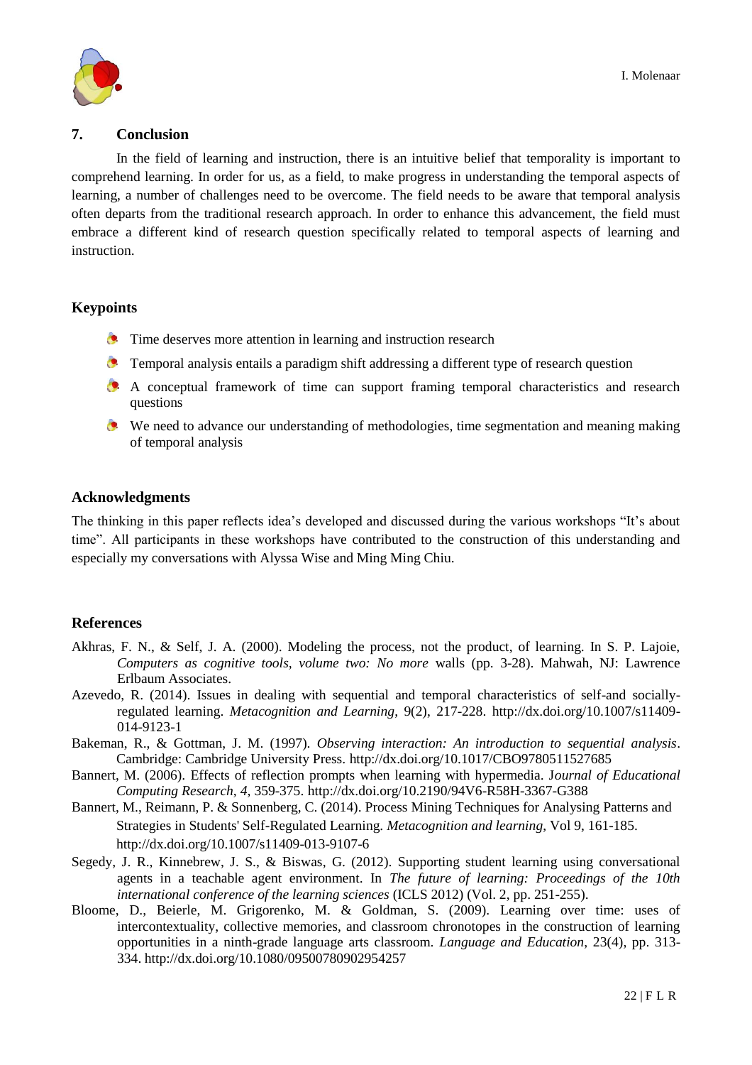## 7. Conclusion

In the field of learning and instruction, there is an intuitive belief that temporality is important to comprehend learning. In order for us, as a field, to make progress in understanding the temporal aspects of learning, a number of challenges need to be overcome. The field needs to be aware that temporal analysis often departs from the traditional research approach. In order to enhance this advancement, the field must embrace a different kind of research question specifically related to temporal aspects of learning and instruction.

## Keypoints

- Time deserves more attention in learning and instruction research
- Temporal analysis entails a paradigm shift addressing a different type of research question
- A conceptual framework of time can support framing temporal characteristics and research questions
- We need to advance our understanding of methodologies, time segmentation and meaning making of temporal analysis

## Acknowledgments

The thinking in this paper reflects idea's developed and discussed during the various workshops "It's about time". All participants in these workshops have contributed to the construction of this understanding and especially my conversations with Alyssa Wise and Ming Ming Chiu.

## References

Akhras, F. N., & Self, J. A. (2000). Modeling the process, not the product, of learning. In S. P. Lajoie, *Computers as cognitive tools, volume two: No more* walls (pp. 3-28). Mahwah, NJ: Lawrence Erlbaum Associates.

Azevedo, R. (2014). Issues in dealing with sequential and temporal characteristics of self-and socially-regulated learning. *Metacognition and Learning*, 9(2), 217-228. http://dx.doi.org/10.1007/s11409-014-9123-1

Bakeman, R., & Gottman, J. M. (1997). *Observing interaction: An introduction to sequential analysis*. Cambridge: Cambridge University Press. http://dx.doi.org/10.1017/CBO9780511527685

Bannert, M. (2006). Effects of reflection prompts when learning with hypermedia. J*ournal of Educational Computing Research, 4*, 359-375. http://dx.doi.org/10.2190/94V6-R58H-3367-G388

Bannert, M., Reimann, P. & Sonnenberg, C. (2014). Process Mining Techniques for Analysing Patterns and Strategies in Students' Self-Regulated Learning. *Metacognition and learning*, Vol 9, 161-185. http://dx.doi.org/10.1007/s11409-013-9107-6

Segedy, J. R., Kinnebrew, J. S., & Biswas, G. (2012). Supporting student learning using conversational agents in a teachable agent environment. In *The future of learning: Proceedings of the 10th international conference of the learning sciences* (ICLS 2012) (Vol. 2, pp. 251-255).

Bloome, D., Beierle, M. Grigorenko, M. & Goldman, S. (2009). Learning over time: uses of intercontextuality, collective memories, and classroom chronotopes in the construction of learning opportunities in a ninth-grade language arts classroom. *Language and Education*, 23(4), pp. 313-334. http://dx.doi.org/10.1080/09500780902954257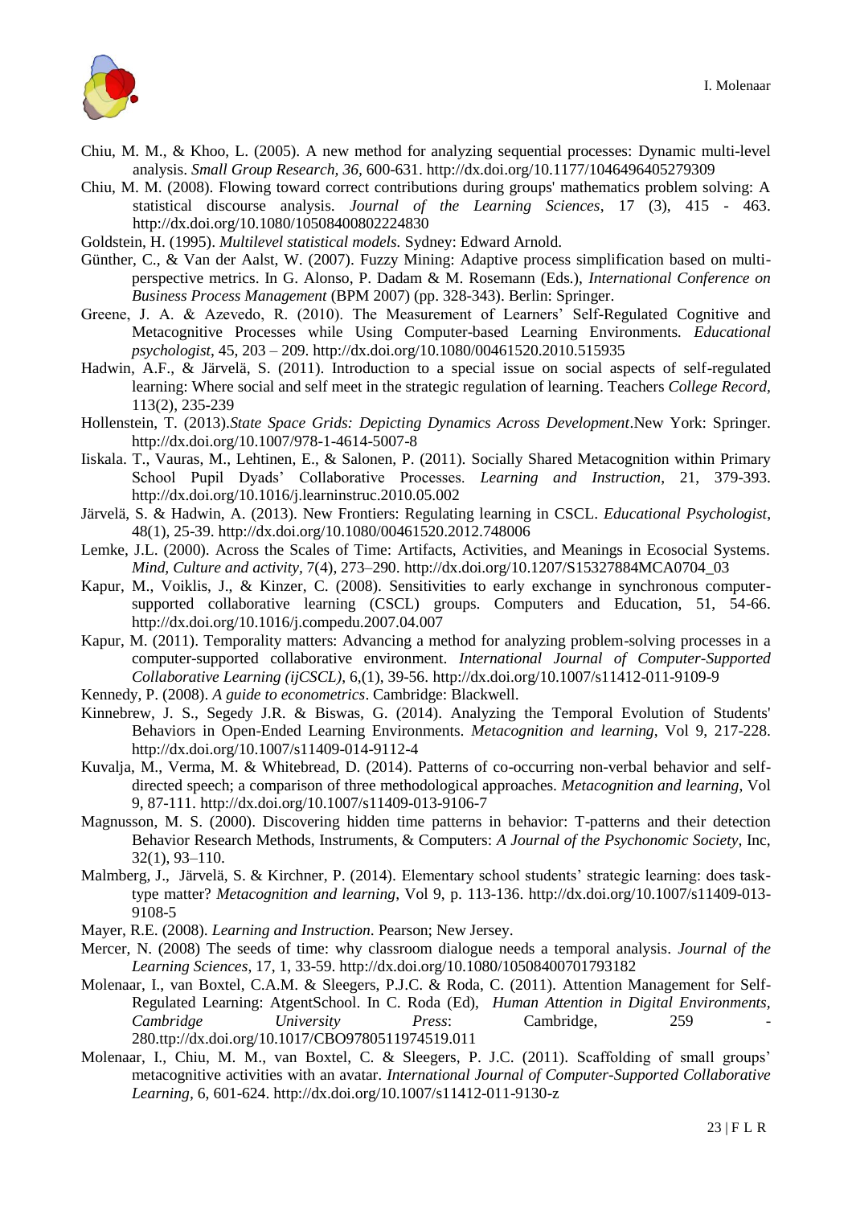Chiu, M. M., & Khoo, L. (2005). A new method for analyzing sequential processes: Dynamic multi-level analysis. *Small Group Research, 36,* 600-631. http://dx.doi.org/10.1177/1046496405279309

Chiu, M. M. (2008). Flowing toward correct contributions during groups' mathematics problem solving: A statistical discourse analysis. *Journal of the Learning Sciences*, 17 (3), 415 - 463. http://dx.doi.org/10.1080/10508400802224830

Goldstein, H. (1995). *Multilevel statistical models.* Sydney: Edward Arnold.

Günther, C., & Van der Aalst, W. (2007). Fuzzy Mining: Adaptive process simplification based on multi-perspective metrics. In G. Alonso, P. Dadam & M. Rosemann (Eds.), *International Conference on Business Process Management* (BPM 2007) (pp. 328-343). Berlin: Springer.

Greene, J. A. & Azevedo, R. (2010). The Measurement of Learners' Self-Regulated Cognitive and Metacognitive Processes while Using Computer-based Learning Environments*. Educational psychologist*, 45, 203 – 209. http://dx.doi.org/10.1080/00461520.2010.515935

Hadwin, A.F., & Järvelä, S. (2011). Introduction to a special issue on social aspects of self-regulated learning: Where social and self meet in the strategic regulation of learning. Teachers *College Record*, 113(2), 235-239

Hollenstein, T. (2013).*State Space Grids: Depicting Dynamics Across Development*.New York: Springer. http://dx.doi.org/10.1007/978-1-4614-5007-8

Iiskala. T., Vauras, M., Lehtinen, E., & Salonen, P. (2011). Socially Shared Metacognition within Primary School Pupil Dyads' Collaborative Processes. *Learning and Instruction*, 21, 379-393. http://dx.doi.org/10.1016/j.learninstruc.2010.05.002

Järvelä, S. & Hadwin, A. (2013). New Frontiers: Regulating learning in CSCL. *Educational Psychologist*, 48(1), 25-39. http://dx.doi.org/10.1080/00461520.2012.748006

Lemke, J.L. (2000). Across the Scales of Time: Artifacts, Activities, and Meanings in Ecosocial Systems. *Mind, Culture and activity,* 7(4), 273–290. http://dx.doi.org/10.1207/S15327884MCA0704_03

Kapur, M., Voiklis, J., & Kinzer, C. (2008). Sensitivities to early exchange in synchronous computer-supported collaborative learning (CSCL) groups. Computers and Education, 51, 54-66. http://dx.doi.org/10.1016/j.compedu.2007.04.007

Kapur, M. (2011). Temporality matters: Advancing a method for analyzing problem-solving processes in a computer-supported collaborative environment. *International Journal of Computer-Supported Collaborative Learning (ijCSCL)*, 6,(1), 39-56. http://dx.doi.org/10.1007/s11412-011-9109-9

Kennedy, P. (2008). *A guide to econometrics*. Cambridge: Blackwell.

Kinnebrew, J. S., Segedy J.R. & Biswas, G. (2014). Analyzing the Temporal Evolution of Students' Behaviors in Open-Ended Learning Environments. *Metacognition and learning*, Vol 9, 217-228. http://dx.doi.org/10.1007/s11409-014-9112-4

Kuvalja, M., Verma, M. & Whitebread, D. (2014). Patterns of co-occurring non-verbal behavior and self-directed speech; a comparison of three methodological approaches. *Metacognition and learning*, Vol 9, 87-111. http://dx.doi.org/10.1007/s11409-013-9106-7

Magnusson, M. S. (2000). Discovering hidden time patterns in behavior: T-patterns and their detection Behavior Research Methods, Instruments, & Computers: *A Journal of the Psychonomic Society*, Inc, 32(1), 93–110.

Malmberg, J., Järvelä, S. & Kirchner, P. (2014). Elementary school students' strategic learning: does task-type matter? *Metacognition and learning*, Vol 9, p. 113-136. http://dx.doi.org/10.1007/s11409-013-9108-5

Mayer, R.E. (2008). *Learning and Instruction*. Pearson; New Jersey.

Mercer, N. (2008) The seeds of time: why classroom dialogue needs a temporal analysis. *Journal of the Learning Sciences*, 17, 1, 33-59. http://dx.doi.org/10.1080/10508400701793182

Molenaar, I., van Boxtel, C.A.M. & Sleegers, P.J.C. & Roda, C. (2011). Attention Management for Self-Regulated Learning: AtgentSchool. In C. Roda (Ed), *Human Attention in Digital Environments, Cambridge University Press*: Cambridge, 259 - 280.ttp://dx.doi.org/10.1017/CBO9780511974519.011

Molenaar, I., Chiu, M. M., van Boxtel, C. & Sleegers, P. J.C. (2011). Scaffolding of small groups' metacognitive activities with an avatar. *International Journal of Computer-Supported Collaborative Learning,* 6, 601-624. http://dx.doi.org/10.1007/s11412-011-9130-z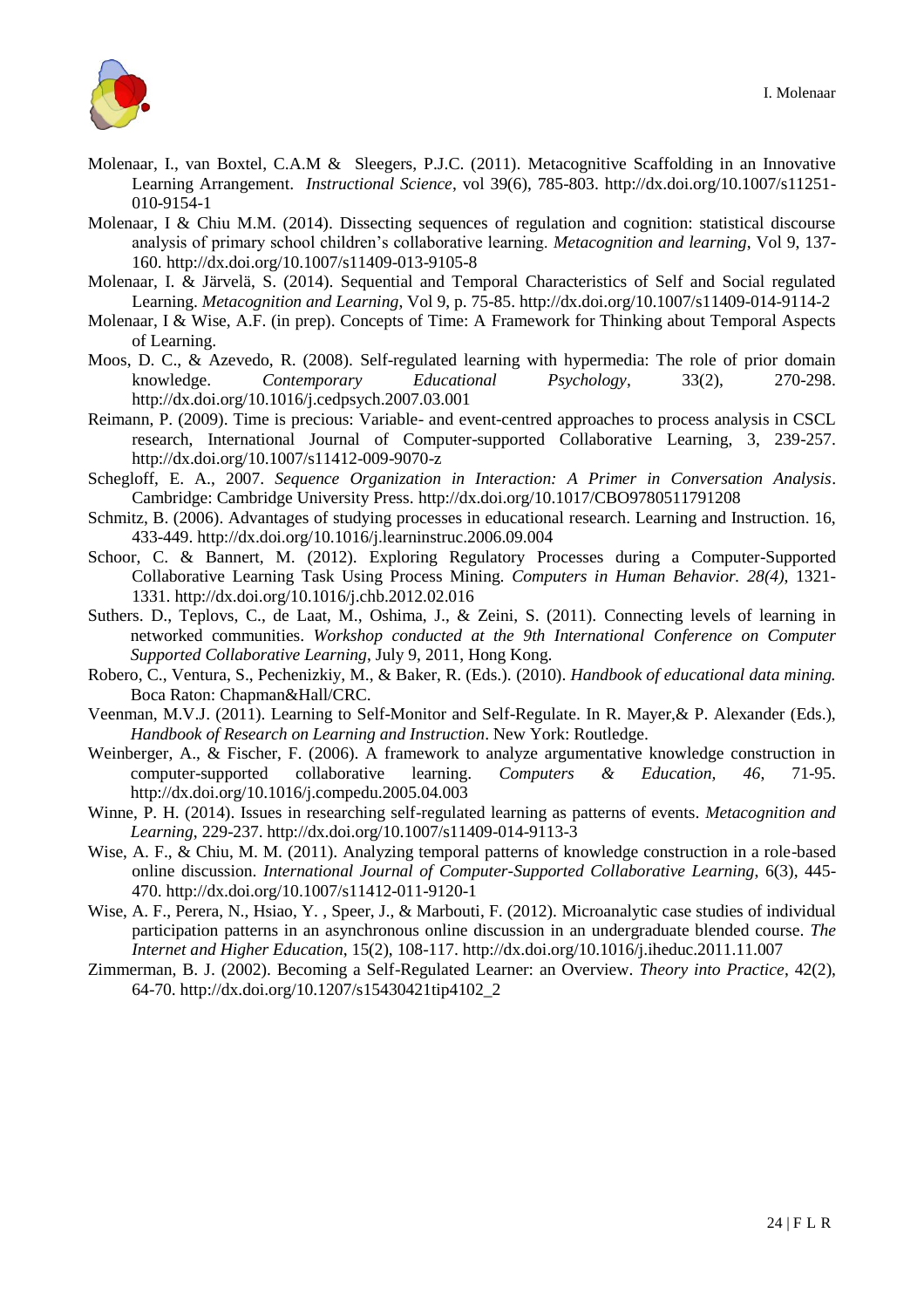Molenaar, I., van Boxtel, C.A.M & Sleegers, P.J.C. (2011). Metacognitive Scaffolding in an Innovative Learning Arrangement. *Instructional Science*, vol 39(6), 785-803. http://dx.doi.org/10.1007/s11251-010-9154-1

Molenaar, I & Chiu M.M. (2014). Dissecting sequences of regulation and cognition: statistical discourse analysis of primary school children's collaborative learning. *Metacognition and learning*, Vol 9, 137-160. http://dx.doi.org/10.1007/s11409-013-9105-8

Molenaar, I. & Järvelä, S. (2014). Sequential and Temporal Characteristics of Self and Social regulated Learning. *Metacognition and Learning*, Vol 9, p. 75-85. http://dx.doi.org/10.1007/s11409-014-9114-2

Molenaar, I & Wise, A.F. (in prep). Concepts of Time: A Framework for Thinking about Temporal Aspects of Learning.

Moos, D. C., & Azevedo, R. (2008). Self-regulated learning with hypermedia: The role of prior domain knowledge. *Contemporary Educational Psychology*, 33(2), 270-298. http://dx.doi.org/10.1016/j.cedpsych.2007.03.001

Reimann, P. (2009). Time is precious: Variable- and event-centred approaches to process analysis in CSCL research, International Journal of Computer-supported Collaborative Learning, 3, 239-257. http://dx.doi.org/10.1007/s11412-009-9070-z

Schegloff, E. A., 2007. *Sequence Organization in Interaction: A Primer in Conversation Analysis*. Cambridge: Cambridge University Press. http://dx.doi.org/10.1017/CBO9780511791208

Schmitz, B. (2006). Advantages of studying processes in educational research. Learning and Instruction. 16, 433-449. http://dx.doi.org/10.1016/j.learninstruc.2006.09.004

Schoor, C. & Bannert, M. (2012). Exploring Regulatory Processes during a Computer-Supported Collaborative Learning Task Using Process Mining. *Computers in Human Behavior. 28(4)*, 1321-1331. http://dx.doi.org/10.1016/j.chb.2012.02.016

Suthers. D., Teplovs, C., de Laat, M., Oshima, J., & Zeini, S. (2011). Connecting levels of learning in networked communities. *Workshop conducted at the 9th International Conference on Computer Supported Collaborative Learning*, July 9, 2011, Hong Kong.

Robero, C., Ventura, S., Pechenizkiy, M., & Baker, R. (Eds.). (2010). *Handbook of educational data mining.* Boca Raton: Chapman&Hall/CRC.

Veenman, M.V.J. (2011). Learning to Self-Monitor and Self-Regulate. In R. Mayer,& P. Alexander (Eds.), *Handbook of Research on Learning and Instruction*. New York: Routledge.

Weinberger, A., & Fischer, F. (2006). A framework to analyze argumentative knowledge construction in computer-supported collaborative learning. *Computers & Education, 46*, 71-95. http://dx.doi.org/10.1016/j.compedu.2005.04.003

Winne, P. H. (2014). Issues in researching self-regulated learning as patterns of events. *Metacognition and Learning*, 229-237. http://dx.doi.org/10.1007/s11409-014-9113-3

Wise, A. F., & Chiu, M. M. (2011). Analyzing temporal patterns of knowledge construction in a role-based online discussion. *International Journal of Computer-Supported Collaborative Learning*, 6(3), 445-470. http://dx.doi.org/10.1007/s11412-011-9120-1

Wise, A. F., Perera, N., Hsiao, Y. , Speer, J., & Marbouti, F. (2012). Microanalytic case studies of individual participation patterns in an asynchronous online discussion in an undergraduate blended course. *The Internet and Higher Education*, 15(2), 108-117. http://dx.doi.org/10.1016/j.iheduc.2011.11.007

Zimmerman, B. J. (2002). Becoming a Self-Regulated Learner: an Overview. *Theory into Practice*, 42(2), 64-70. http://dx.doi.org/10.1207/s15430421tip4102_2